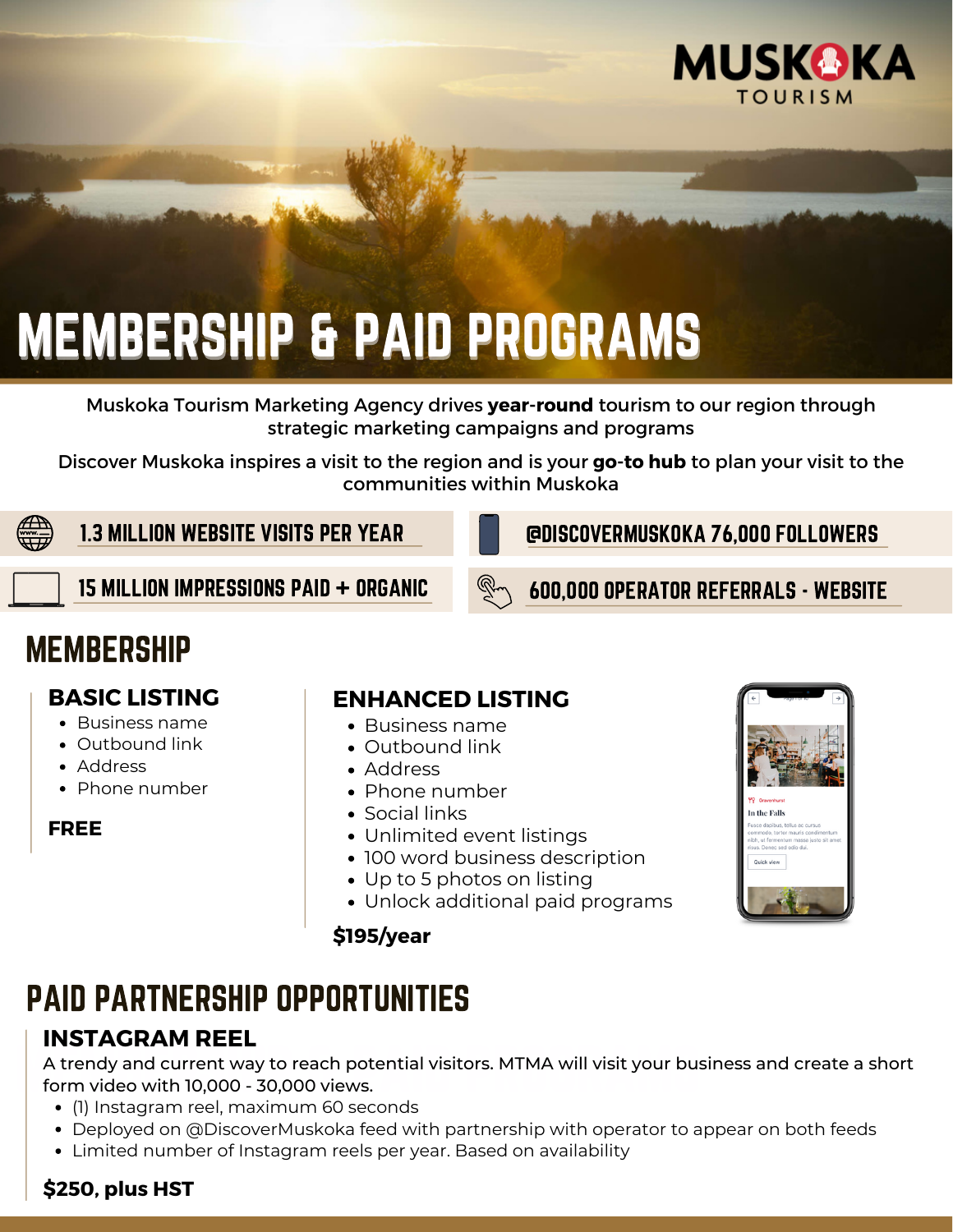MUSKOKA TOURISM

# MEMBERSHIP & PAID PROGRAMS

Muskoka Tourism Marketing Agency drives **year-round** tourism to our region through strategic marketing campaigns and programs

Discover Muskoka inspires a visit to the region and is your **go-to hub** to plan your visit to the communities within Muskoka

- 1.3 MILLION WEBSITE VISITS PER YEAR
- @DISCOVERMUSKOKA 76,000 FOLLOWERS
- 15 MILLION IMPRESSIONS PAID + ORGANIC
- 600,000 OPERATOR REFERRALS - WEBSITE

## MEMBERSHIP

### BASIC LISTING

- Business name
- Outbound link
- Address
- Phone number

**FREE**

### ENHANCED LISTING

- Business name
- Outbound link
- Address
- Phone number
- Social links
- Unlimited event listings
- 100 word business description
- Up to 5 photos on listing
- Unlock additional paid programs

**$195/year**

## PAID PARTNERSHIP OPPORTUNITIES

### INSTAGRAM REEL

A trendy and current way to reach potential visitors. MTMA will visit your business and create a short form video with 10,000 - 30,000 views.

- (1) Instagram reel, maximum 60 seconds
- Deployed on @DiscoverMuskoka feed with partnership with operator to appear on both feeds
- Limited number of Instagram reels per year. Based on availability

**$250, plus HST**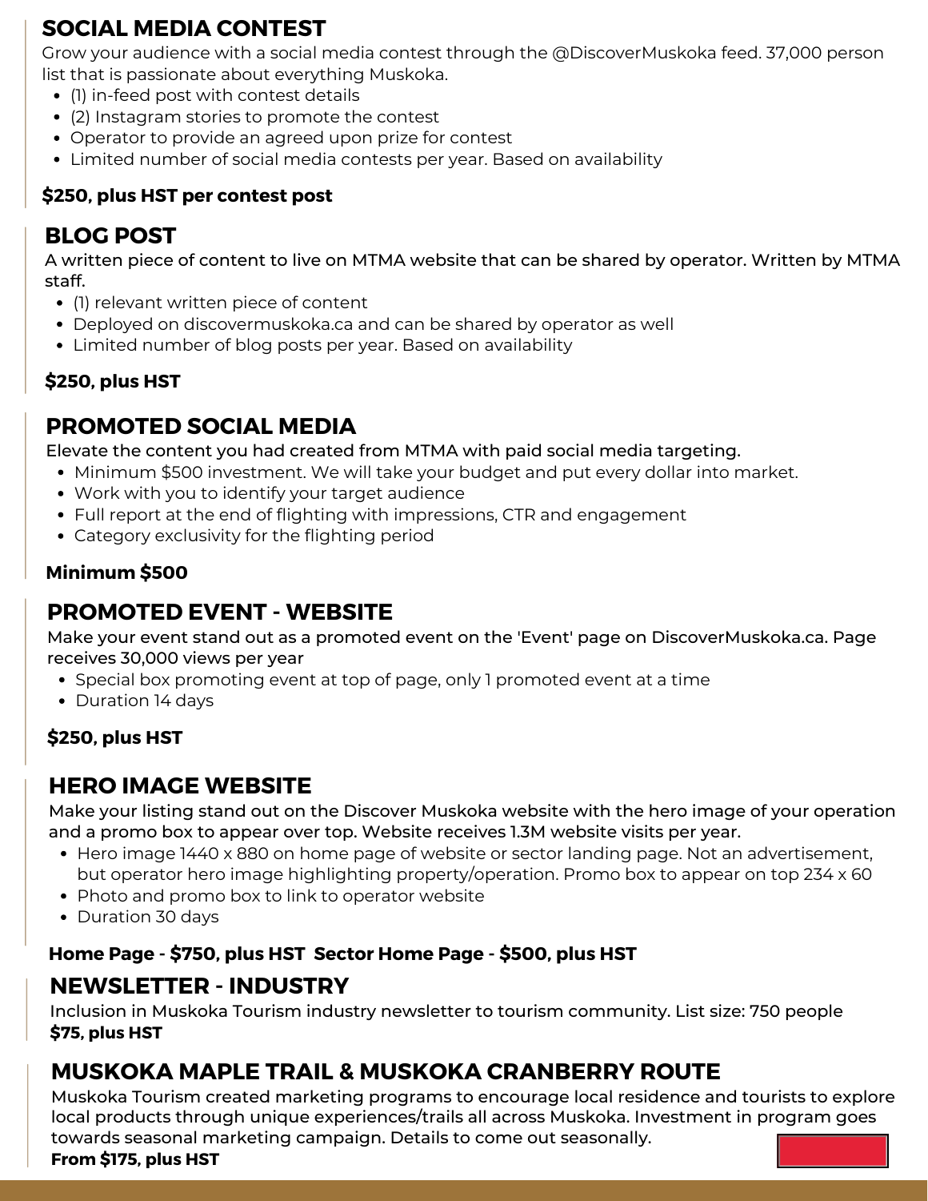## SOCIAL MEDIA CONTEST

Grow your audience with a social media contest through the @DiscoverMuskoka feed. 37,000 person list that is passionate about everything Muskoka.

- (1) in-feed post with contest details
- (2) Instagram stories to promote the contest
- Operator to provide an agreed upon prize for contest
- Limited number of social media contests per year. Based on availability

**$250, plus HST per contest post**

## BLOG POST

A written piece of content to live on MTMA website that can be shared by operator. Written by MTMA staff.

- (1) relevant written piece of content
- Deployed on discovermuskoka.ca and can be shared by operator as well
- Limited number of blog posts per year. Based on availability

**$250, plus HST**

## PROMOTED SOCIAL MEDIA

Elevate the content you had created from MTMA with paid social media targeting.

- Minimum $500 investment. We will take your budget and put every dollar into market.
- Work with you to identify your target audience
- Full report at the end of flighting with impressions, CTR and engagement
- Category exclusivity for the flighting period

**Minimum $500**

## PROMOTED EVENT - WEBSITE

Make your event stand out as a promoted event on the 'Event' page on DiscoverMuskoka.ca. Page receives 30,000 views per year

- Special box promoting event at top of page, only 1 promoted event at a time
- Duration 14 days

**$250, plus HST**

## HERO IMAGE WEBSITE

Make your listing stand out on the Discover Muskoka website with the hero image of your operation and a promo box to appear over top. Website receives 1.3M website visits per year.

- Hero image 1440 x 880 on home page of website or sector landing page. Not an advertisement, but operator hero image highlighting property/operation. Promo box to appear on top 234 x 60
- Photo and promo box to link to operator website
- Duration 30 days

**Home Page - $750, plus HST Sector Home Page - $500, plus HST**

## NEWSLETTER - INDUSTRY

Inclusion in Muskoka Tourism industry newsletter to tourism community. List size: 750 people

**$75, plus HST**

## MUSKOKA MAPLE TRAIL & MUSKOKA CRANBERRY ROUTE

Muskoka Tourism created marketing programs to encourage local residence and tourists to explore local products through unique experiences/trails all across Muskoka. Investment in program goes towards seasonal marketing campaign. Details to come out seasonally.

**From $175, plus HST**